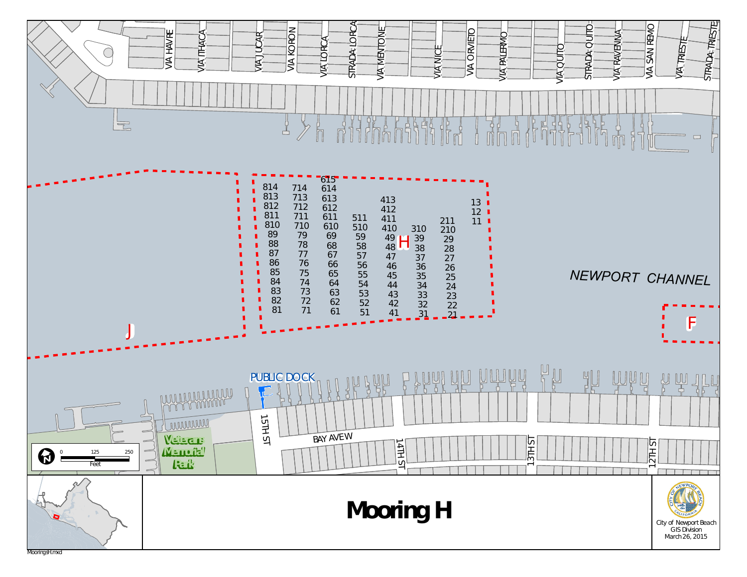# Mooring H

VIA HAVRE
VIA ITHACA
VIA JUCAR
VIA KORON
VIA LORCA
STRADA LORCA
VIA MENTONE
VIA NICE
VIA ORVIETO
VIA PALERMO
VIA QUITO
STRADA QUITO
VIA RAVENNA
VIA SAN REMO
VIA TRIESTE
STRADA TRIESTE

NEWPORT CHANNEL

J

H

F

| 81 | 71 | 61 | 51 | 41 | 31 | 21 | 11 |
|---|---|---|---|---|---|---|---|
| 82 | 72 | 62 | 52 | 42 | 32 | 22 | 12 |
| 83 | 73 | 63 | 53 | 43 | 33 | 23 | 13 |
| 84 | 74 | 64 | 54 | 44 | 34 | 24 | |
| 85 | 75 | 65 | 55 | 45 | 35 | 25 | |
| 86 | 76 | 66 | 56 | 46 | 36 | 26 | |
| 87 | 77 | 67 | 57 | 47 | 37 | 27 | |
| 88 | 78 | 68 | 58 | 48 | 38 | 28 | |
| 89 | 79 | 69 | 59 | 49 | 39 | 29 | |
| 810 | 710 | 610 | 510 | 410 | 310 | 210 | |
| 811 | 711 | 611 | 511 | 411 | | 211 | |
| 812 | 712 | 612 | | 412 | | | |
| 813 | 713 | 613 | | 413 | | | |
| 814 | 714 | 614 | | | | | |
| | | 615 | | | | | |

PUBLIC DOCK

15TH ST
BAY AVE W
14TH ST
13TH ST
12TH ST

Veterans Memorial Park

0 125 250
Feet

City of Newport Beach
GIS Division
March 26, 2015

MooringsH.mxd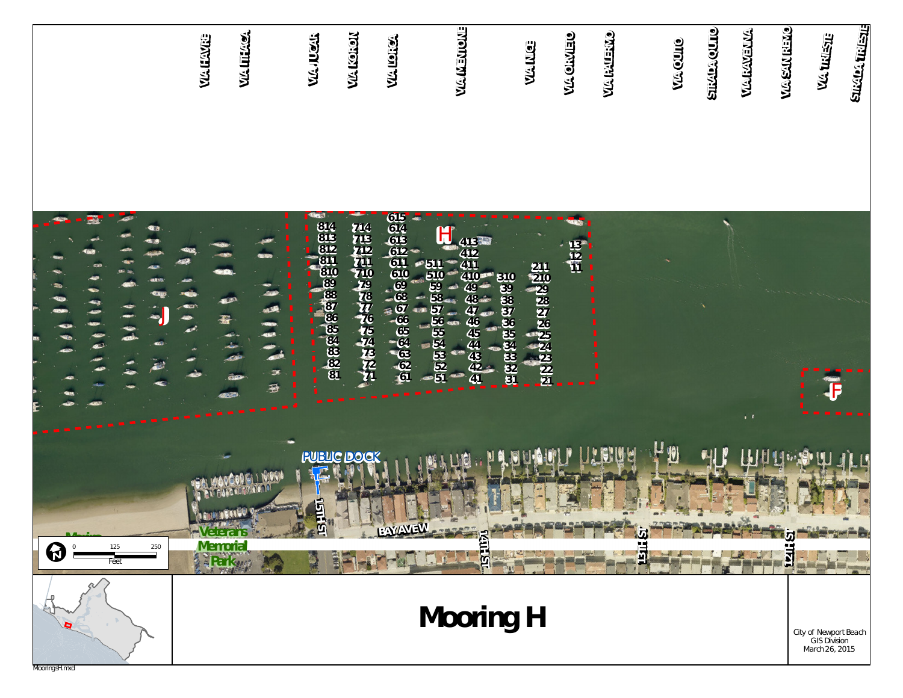# Mooring H

VIA HAVRE

VIA ITHACA

VIA JUCAR

VIA KORON

VIA LORCA

VIA MENTONE

VIA NICE

VIA ORVIETO

VIA PALERMO

VIA QUITO

STRADA QUITO

VIA RAVENNA

VIA SAN REMO

VIA TRIESTE

STRADA TRIESTE

J

H

F

814 813 812 811 810 89 88 87 86 85 84 83 82 81

714 713 712 711 710 79 78 77 76 75 74 73 72 71

615 614 613 612 611 610 69 68 67 66 65 64 63 62 61

511 510 59 58 57 56 55 54 53 52 51

413 412 411 410 49 48 47 46 45 44 43 42 41

310 39 38 37 36 35 34 33 32 31

211 210 29 28 27 26 25 24 23 22 21

13 12 11

PUBLIC DOCK

15TH ST

BAY AVE W

14TH ST

13TH ST

12TH ST

Veterans Memorial Park

0 125 250 Feet

City of Newport Beach
GIS Division
March 26, 2015

MooringsH.mxd